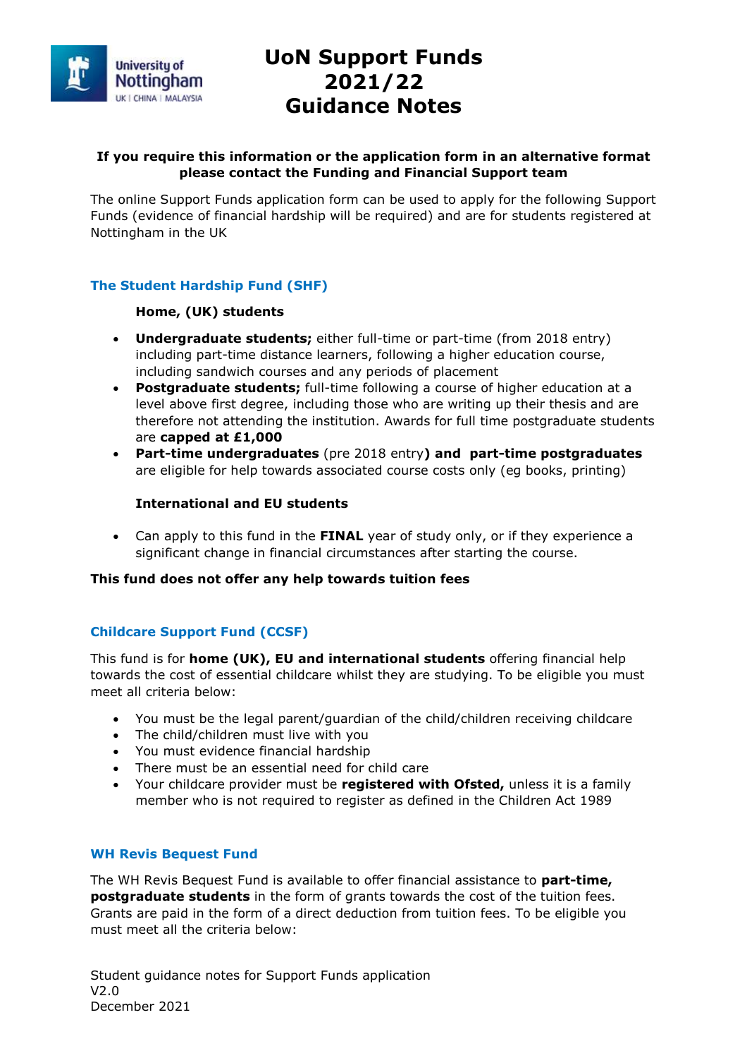# UoN Support Funds 2021/22 Guidance Notes

**If you require this information or the application form in an alternative format please contact the Funding and Financial Support team**

The online Support Funds application form can be used to apply for the following Support Funds (evidence of financial hardship will be required) and are for students registered at Nottingham in the UK

## The Student Hardship Fund (SHF)

**Home, (UK) students**

- **Undergraduate students;** either full-time or part-time (from 2018 entry) including part-time distance learners, following a higher education course, including sandwich courses and any periods of placement
- **Postgraduate students;** full-time following a course of higher education at a level above first degree, including those who are writing up their thesis and are therefore not attending the institution. Awards for full time postgraduate students are **capped at £1,000**
- **Part-time undergraduates** (pre 2018 entry**) and part-time postgraduates** are eligible for help towards associated course costs only (eg books, printing)

**International and EU students**

- Can apply to this fund in the **FINAL** year of study only, or if they experience a significant change in financial circumstances after starting the course.

**This fund does not offer any help towards tuition fees**

## Childcare Support Fund (CCSF)

This fund is for **home (UK), EU and international students** offering financial help towards the cost of essential childcare whilst they are studying. To be eligible you must meet all criteria below:

- You must be the legal parent/guardian of the child/children receiving childcare
- The child/children must live with you
- You must evidence financial hardship
- There must be an essential need for child care
- Your childcare provider must be **registered with Ofsted,** unless it is a family member who is not required to register as defined in the Children Act 1989

## WH Revis Bequest Fund

The WH Revis Bequest Fund is available to offer financial assistance to **part-time, postgraduate students** in the form of grants towards the cost of the tuition fees. Grants are paid in the form of a direct deduction from tuition fees. To be eligible you must meet all the criteria below: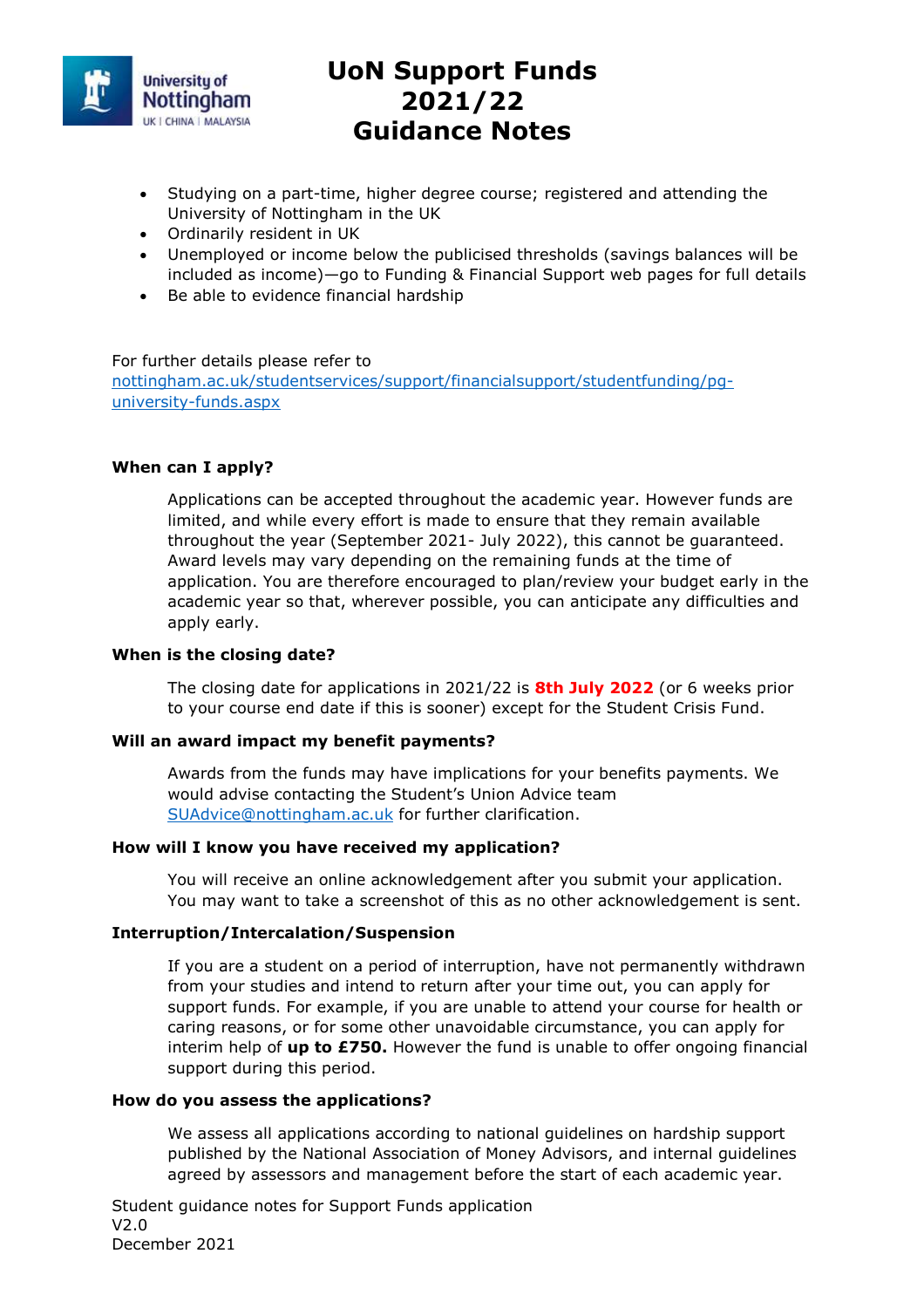- Studying on a part-time, higher degree course; registered and attending the University of Nottingham in the UK
- Ordinarily resident in UK
- Unemployed or income below the publicised thresholds (savings balances will be included as income)—go to Funding & Financial Support web pages for full details
- Be able to evidence financial hardship

For further details please refer to [nottingham.ac.uk/studentservices/support/financialsupport/studentfunding/pg-university-funds.aspx](nottingham.ac.uk/studentservices/support/financialsupport/studentfunding/pg-university-funds.aspx)

**When can I apply?**

Applications can be accepted throughout the academic year. However funds are limited, and while every effort is made to ensure that they remain available throughout the year (September 2021- July 2022), this cannot be guaranteed. Award levels may vary depending on the remaining funds at the time of application. You are therefore encouraged to plan/review your budget early in the academic year so that, wherever possible, you can anticipate any difficulties and apply early.

**When is the closing date?**

The closing date for applications in 2021/22 is **8th July 2022** (or 6 weeks prior to your course end date if this is sooner) except for the Student Crisis Fund.

**Will an award impact my benefit payments?**

Awards from the funds may have implications for your benefits payments. We would advise contacting the Student's Union Advice team [SUAdvice@nottingham.ac.uk](mailto:SUAdvice@nottingham.ac.uk) for further clarification.

**How will I know you have received my application?**

You will receive an online acknowledgement after you submit your application. You may want to take a screenshot of this as no other acknowledgement is sent.

**Interruption/Intercalation/Suspension**

If you are a student on a period of interruption, have not permanently withdrawn from your studies and intend to return after your time out, you can apply for support funds. For example, if you are unable to attend your course for health or caring reasons, or for some other unavoidable circumstance, you can apply for interim help of **up to £750.** However the fund is unable to offer ongoing financial support during this period.

**How do you assess the applications?**

We assess all applications according to national guidelines on hardship support published by the National Association of Money Advisors, and internal guidelines agreed by assessors and management before the start of each academic year.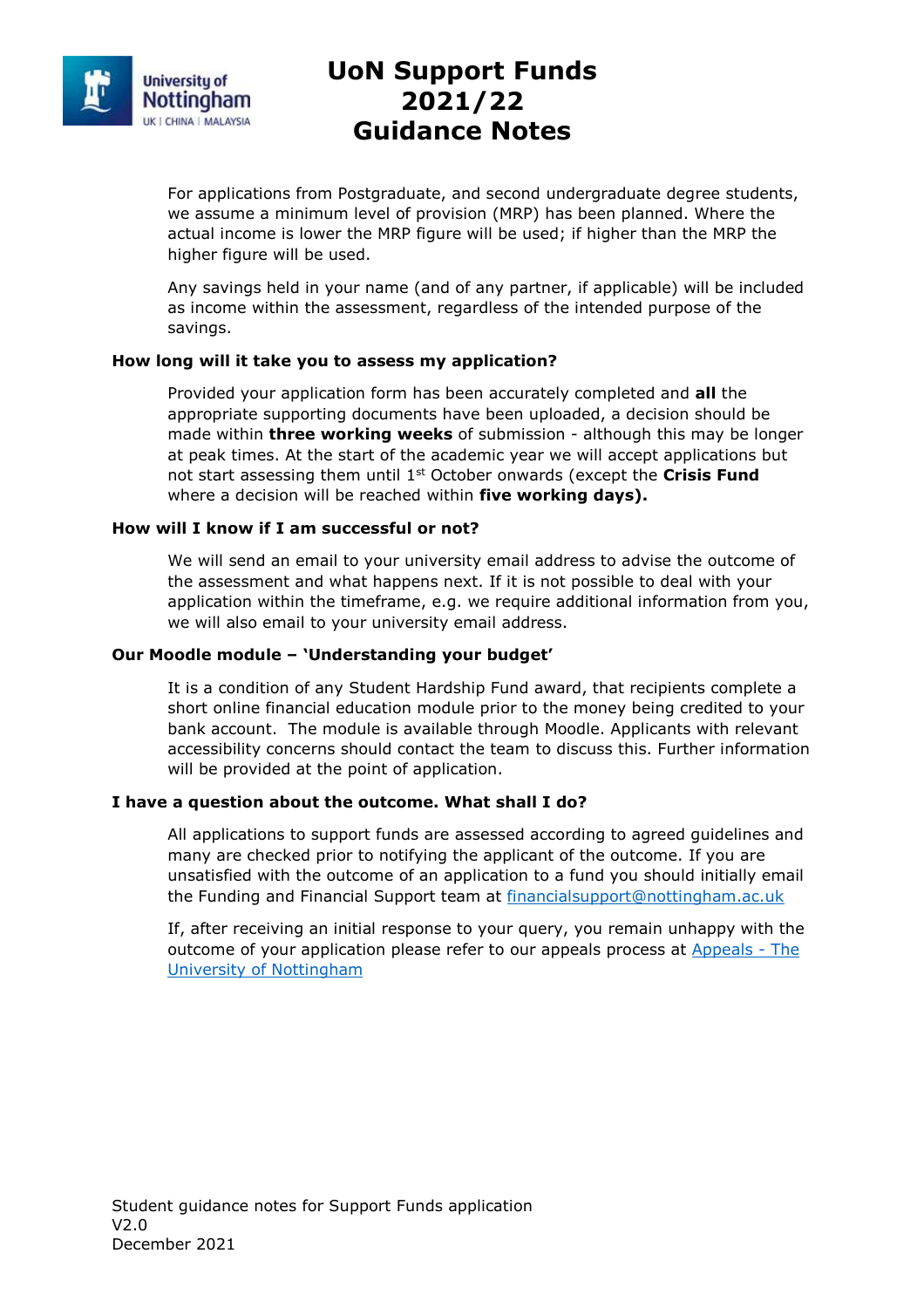For applications from Postgraduate, and second undergraduate degree students, we assume a minimum level of provision (MRP) has been planned. Where the actual income is lower the MRP figure will be used; if higher than the MRP the higher figure will be used.

Any savings held in your name (and of any partner, if applicable) will be included as income within the assessment, regardless of the intended purpose of the savings.

**How long will it take you to assess my application?**

Provided your application form has been accurately completed and **all** the appropriate supporting documents have been uploaded, a decision should be made within **three working weeks** of submission - although this may be longer at peak times. At the start of the academic year we will accept applications but not start assessing them until 1st October onwards (except the **Crisis Fund** where a decision will be reached within **five working days).**

**How will I know if I am successful or not?**

We will send an email to your university email address to advise the outcome of the assessment and what happens next. If it is not possible to deal with your application within the timeframe, e.g. we require additional information from you, we will also email to your university email address.

**Our Moodle module – 'Understanding your budget'**

It is a condition of any Student Hardship Fund award, that recipients complete a short online financial education module prior to the money being credited to your bank account. The module is available through Moodle. Applicants with relevant accessibility concerns should contact the team to discuss this. Further information will be provided at the point of application.

**I have a question about the outcome. What shall I do?**

All applications to support funds are assessed according to agreed guidelines and many are checked prior to notifying the applicant of the outcome. If you are unsatisfied with the outcome of an application to a fund you should initially email the Funding and Financial Support team at financialsupport@nottingham.ac.uk

If, after receiving an initial response to your query, you remain unhappy with the outcome of your application please refer to our appeals process at Appeals - The University of Nottingham

Student guidance notes for Support Funds application
V2.0
December 2021